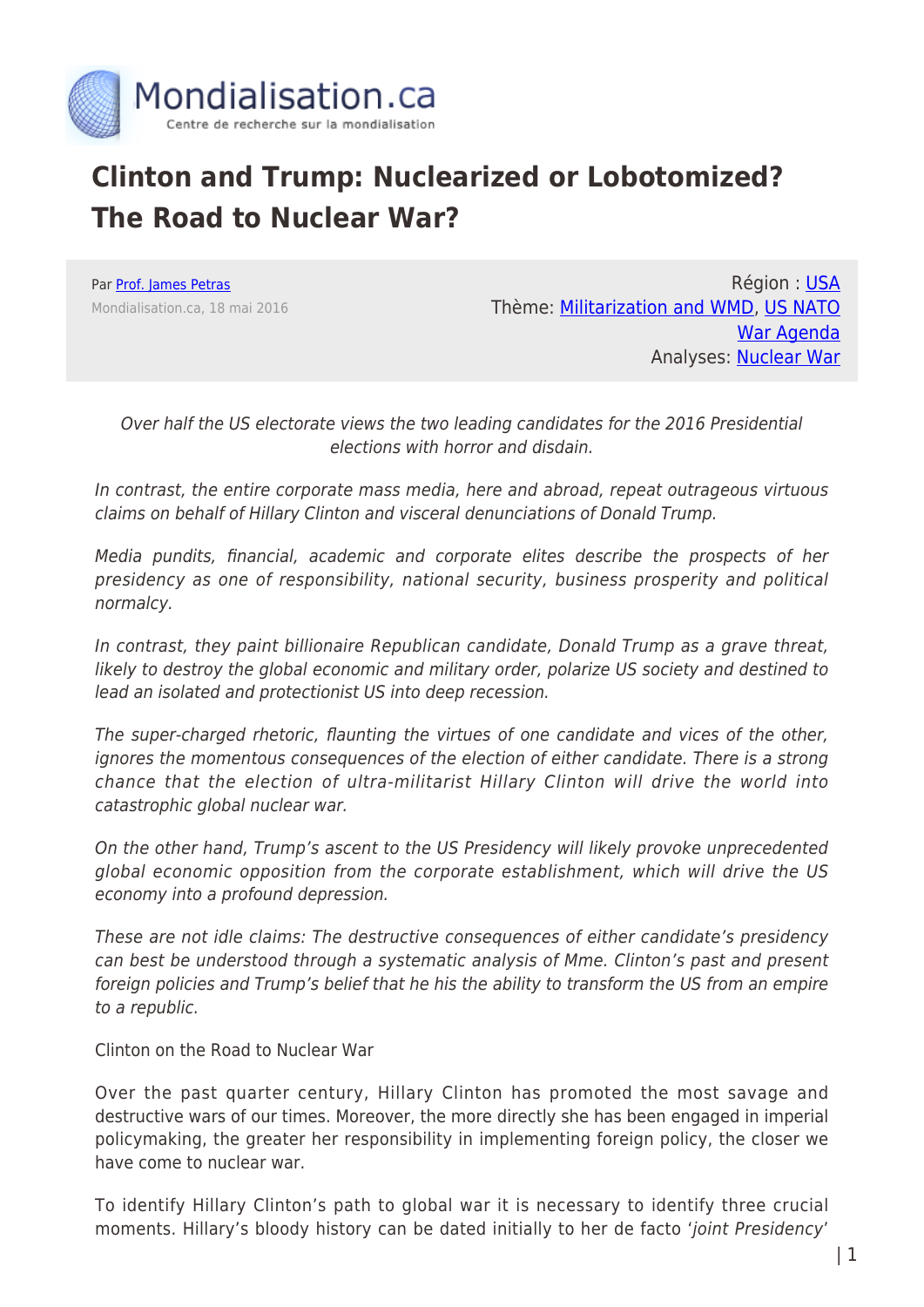# Clinton and Trump: Nuclearized or Lobotomized? The Road to Nuclear War?

Par [Prof. James Petras](#)
Mondialisation.ca, 18 mai 2016

Région : [USA](#)
Thème: [Militarization and WMD](#), [US NATO War Agenda](#)
Analyses: [Nuclear War](#)

*Over half the US electorate views the two leading candidates for the 2016 Presidential elections with horror and disdain.*

*In contrast, the entire corporate mass media, here and abroad, repeat outrageous virtuous claims on behalf of Hillary Clinton and visceral denunciations of Donald Trump.*

*Media pundits, financial, academic and corporate elites describe the prospects of her presidency as one of responsibility, national security, business prosperity and political normalcy.*

*In contrast, they paint billionaire Republican candidate, Donald Trump as a grave threat, likely to destroy the global economic and military order, polarize US society and destined to lead an isolated and protectionist US into deep recession.*

*The super-charged rhetoric, flaunting the virtues of one candidate and vices of the other, ignores the momentous consequences of the election of either candidate. There is a strong chance that the election of ultra-militarist Hillary Clinton will drive the world into catastrophic global nuclear war.*

*On the other hand, Trump's ascent to the US Presidency will likely provoke unprecedented global economic opposition from the corporate establishment, which will drive the US economy into a profound depression.*

*These are not idle claims: The destructive consequences of either candidate's presidency can best be understood through a systematic analysis of Mme. Clinton's past and present foreign policies and Trump's belief that he his the ability to transform the US from an empire to a republic.*

## Clinton on the Road to Nuclear War

Over the past quarter century, Hillary Clinton has promoted the most savage and destructive wars of our times. Moreover, the more directly she has been engaged in imperial policymaking, the greater her responsibility in implementing foreign policy, the closer we have come to nuclear war.

To identify Hillary Clinton's path to global war it is necessary to identify three crucial moments. Hillary's bloody history can be dated initially to her de facto '*joint Presidency*'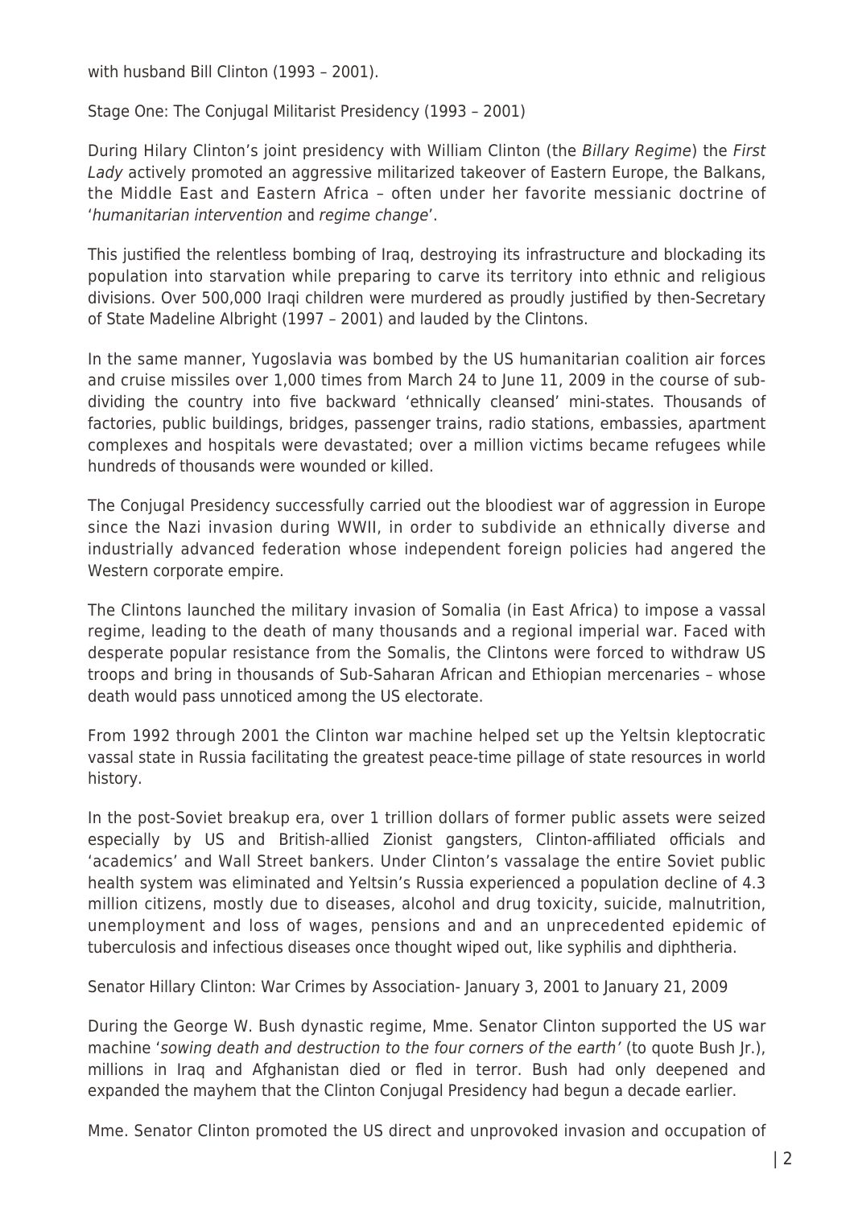with husband Bill Clinton (1993 – 2001).

Stage One: The Conjugal Militarist Presidency (1993 – 2001)

During Hilary Clinton's joint presidency with William Clinton (the *Billary Regime*) the *First Lady* actively promoted an aggressive militarized takeover of Eastern Europe, the Balkans, the Middle East and Eastern Africa – often under her favorite messianic doctrine of '*humanitarian intervention* and *regime change*'.

This justified the relentless bombing of Iraq, destroying its infrastructure and blockading its population into starvation while preparing to carve its territory into ethnic and religious divisions. Over 500,000 Iraqi children were murdered as proudly justified by then-Secretary of State Madeline Albright (1997 – 2001) and lauded by the Clintons.

In the same manner, Yugoslavia was bombed by the US humanitarian coalition air forces and cruise missiles over 1,000 times from March 24 to June 11, 2009 in the course of sub-dividing the country into five backward 'ethnically cleansed' mini-states. Thousands of factories, public buildings, bridges, passenger trains, radio stations, embassies, apartment complexes and hospitals were devastated; over a million victims became refugees while hundreds of thousands were wounded or killed.

The Conjugal Presidency successfully carried out the bloodiest war of aggression in Europe since the Nazi invasion during WWII, in order to subdivide an ethnically diverse and industrially advanced federation whose independent foreign policies had angered the Western corporate empire.

The Clintons launched the military invasion of Somalia (in East Africa) to impose a vassal regime, leading to the death of many thousands and a regional imperial war. Faced with desperate popular resistance from the Somalis, the Clintons were forced to withdraw US troops and bring in thousands of Sub-Saharan African and Ethiopian mercenaries – whose death would pass unnoticed among the US electorate.

From 1992 through 2001 the Clinton war machine helped set up the Yeltsin kleptocratic vassal state in Russia facilitating the greatest peace-time pillage of state resources in world history.

In the post-Soviet breakup era, over 1 trillion dollars of former public assets were seized especially by US and British-allied Zionist gangsters, Clinton-affiliated officials and 'academics' and Wall Street bankers. Under Clinton's vassalage the entire Soviet public health system was eliminated and Yeltsin's Russia experienced a population decline of 4.3 million citizens, mostly due to diseases, alcohol and drug toxicity, suicide, malnutrition, unemployment and loss of wages, pensions and and an unprecedented epidemic of tuberculosis and infectious diseases once thought wiped out, like syphilis and diphtheria.

Senator Hillary Clinton: War Crimes by Association- January 3, 2001 to January 21, 2009

During the George W. Bush dynastic regime, Mme. Senator Clinton supported the US war machine '*sowing death and destruction to the four corners of the earth'* (to quote Bush Jr.), millions in Iraq and Afghanistan died or fled in terror. Bush had only deepened and expanded the mayhem that the Clinton Conjugal Presidency had begun a decade earlier.

Mme. Senator Clinton promoted the US direct and unprovoked invasion and occupation of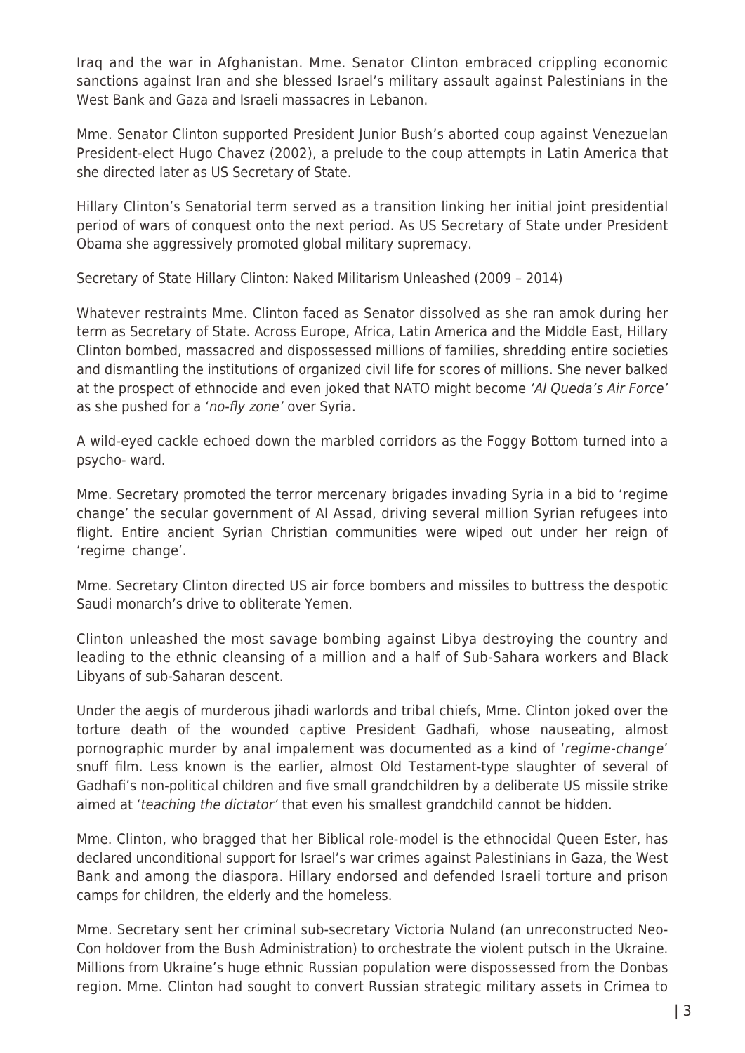Iraq and the war in Afghanistan. Mme. Senator Clinton embraced crippling economic sanctions against Iran and she blessed Israel's military assault against Palestinians in the West Bank and Gaza and Israeli massacres in Lebanon.

Mme. Senator Clinton supported President Junior Bush's aborted coup against Venezuelan President-elect Hugo Chavez (2002), a prelude to the coup attempts in Latin America that she directed later as US Secretary of State.

Hillary Clinton's Senatorial term served as a transition linking her initial joint presidential period of wars of conquest onto the next period. As US Secretary of State under President Obama she aggressively promoted global military supremacy.

Secretary of State Hillary Clinton: Naked Militarism Unleashed (2009 – 2014)

Whatever restraints Mme. Clinton faced as Senator dissolved as she ran amok during her term as Secretary of State. Across Europe, Africa, Latin America and the Middle East, Hillary Clinton bombed, massacred and dispossessed millions of families, shredding entire societies and dismantling the institutions of organized civil life for scores of millions. She never balked at the prospect of ethnocide and even joked that NATO might become *'Al Queda's Air Force'* as she pushed for a '*no-fly zone'* over Syria.

A wild-eyed cackle echoed down the marbled corridors as the Foggy Bottom turned into a psycho- ward.

Mme. Secretary promoted the terror mercenary brigades invading Syria in a bid to 'regime change' the secular government of Al Assad, driving several million Syrian refugees into flight. Entire ancient Syrian Christian communities were wiped out under her reign of 'regime change'.

Mme. Secretary Clinton directed US air force bombers and missiles to buttress the despotic Saudi monarch's drive to obliterate Yemen.

Clinton unleashed the most savage bombing against Libya destroying the country and leading to the ethnic cleansing of a million and a half of Sub-Sahara workers and Black Libyans of sub-Saharan descent.

Under the aegis of murderous jihadi warlords and tribal chiefs, Mme. Clinton joked over the torture death of the wounded captive President Gadhafi, whose nauseating, almost pornographic murder by anal impalement was documented as a kind of '*regime-change*' snuff film. Less known is the earlier, almost Old Testament-type slaughter of several of Gadhafi's non-political children and five small grandchildren by a deliberate US missile strike aimed at '*teaching the dictator'* that even his smallest grandchild cannot be hidden.

Mme. Clinton, who bragged that her Biblical role-model is the ethnocidal Queen Ester, has declared unconditional support for Israel's war crimes against Palestinians in Gaza, the West Bank and among the diaspora. Hillary endorsed and defended Israeli torture and prison camps for children, the elderly and the homeless.

Mme. Secretary sent her criminal sub-secretary Victoria Nuland (an unreconstructed Neo-Con holdover from the Bush Administration) to orchestrate the violent putsch in the Ukraine. Millions from Ukraine's huge ethnic Russian population were dispossessed from the Donbas region. Mme. Clinton had sought to convert Russian strategic military assets in Crimea to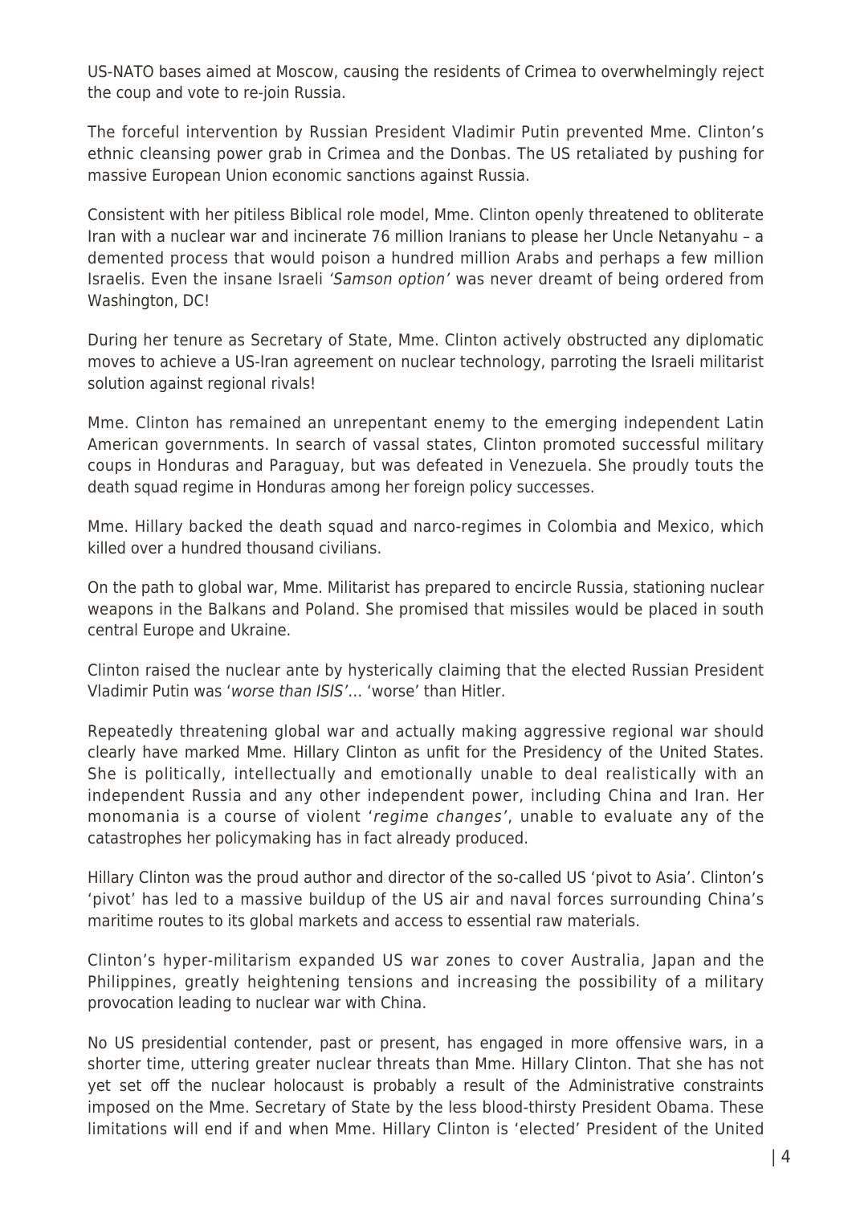US-NATO bases aimed at Moscow, causing the residents of Crimea to overwhelmingly reject the coup and vote to re-join Russia.

The forceful intervention by Russian President Vladimir Putin prevented Mme. Clinton's ethnic cleansing power grab in Crimea and the Donbas. The US retaliated by pushing for massive European Union economic sanctions against Russia.

Consistent with her pitiless Biblical role model, Mme. Clinton openly threatened to obliterate Iran with a nuclear war and incinerate 76 million Iranians to please her Uncle Netanyahu – a demented process that would poison a hundred million Arabs and perhaps a few million Israelis. Even the insane Israeli *'Samson option'* was never dreamt of being ordered from Washington, DC!

During her tenure as Secretary of State, Mme. Clinton actively obstructed any diplomatic moves to achieve a US-Iran agreement on nuclear technology, parroting the Israeli militarist solution against regional rivals!

Mme. Clinton has remained an unrepentant enemy to the emerging independent Latin American governments. In search of vassal states, Clinton promoted successful military coups in Honduras and Paraguay, but was defeated in Venezuela. She proudly touts the death squad regime in Honduras among her foreign policy successes.

Mme. Hillary backed the death squad and narco-regimes in Colombia and Mexico, which killed over a hundred thousand civilians.

On the path to global war, Mme. Militarist has prepared to encircle Russia, stationing nuclear weapons in the Balkans and Poland. She promised that missiles would be placed in south central Europe and Ukraine.

Clinton raised the nuclear ante by hysterically claiming that the elected Russian President Vladimir Putin was '*worse than ISIS'*... 'worse' than Hitler.

Repeatedly threatening global war and actually making aggressive regional war should clearly have marked Mme. Hillary Clinton as unfit for the Presidency of the United States. She is politically, intellectually and emotionally unable to deal realistically with an independent Russia and any other independent power, including China and Iran. Her monomania is a course of violent '*regime changes'*, unable to evaluate any of the catastrophes her policymaking has in fact already produced.

Hillary Clinton was the proud author and director of the so-called US 'pivot to Asia'. Clinton's 'pivot' has led to a massive buildup of the US air and naval forces surrounding China's maritime routes to its global markets and access to essential raw materials.

Clinton's hyper-militarism expanded US war zones to cover Australia, Japan and the Philippines, greatly heightening tensions and increasing the possibility of a military provocation leading to nuclear war with China.

No US presidential contender, past or present, has engaged in more offensive wars, in a shorter time, uttering greater nuclear threats than Mme. Hillary Clinton. That she has not yet set off the nuclear holocaust is probably a result of the Administrative constraints imposed on the Mme. Secretary of State by the less blood-thirsty President Obama. These limitations will end if and when Mme. Hillary Clinton is 'elected' President of the United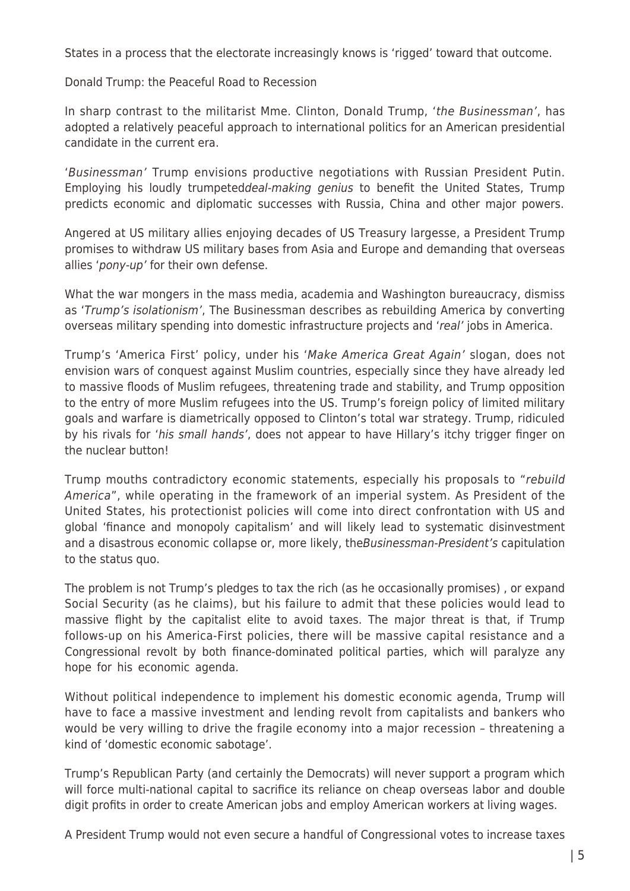States in a process that the electorate increasingly knows is 'rigged' toward that outcome.

## Donald Trump: the Peaceful Road to Recession

In sharp contrast to the militarist Mme. Clinton, Donald Trump, '*the Businessman*', has adopted a relatively peaceful approach to international politics for an American presidential candidate in the current era.

'*Businessman'* Trump envisions productive negotiations with Russian President Putin. Employing his loudly trumpeted*deal-making genius* to benefit the United States, Trump predicts economic and diplomatic successes with Russia, China and other major powers.

Angered at US military allies enjoying decades of US Treasury largesse, a President Trump promises to withdraw US military bases from Asia and Europe and demanding that overseas allies '*pony-up'* for their own defense.

What the war mongers in the mass media, academia and Washington bureaucracy, dismiss as '*Trump's isolationism*', The Businessman describes as rebuilding America by converting overseas military spending into domestic infrastructure projects and '*real'* jobs in America.

Trump's 'America First' policy, under his '*Make America Great Again'* slogan, does not envision wars of conquest against Muslim countries, especially since they have already led to massive floods of Muslim refugees, threatening trade and stability, and Trump opposition to the entry of more Muslim refugees into the US. Trump's foreign policy of limited military goals and warfare is diametrically opposed to Clinton's total war strategy. Trump, ridiculed by his rivals for '*his small hands*', does not appear to have Hillary's itchy trigger finger on the nuclear button!

Trump mouths contradictory economic statements, especially his proposals to "*rebuild America*", while operating in the framework of an imperial system. As President of the United States, his protectionist policies will come into direct confrontation with US and global 'finance and monopoly capitalism' and will likely lead to systematic disinvestment and a disastrous economic collapse or, more likely, the*Businessman-President's* capitulation to the status quo.

The problem is not Trump's pledges to tax the rich (as he occasionally promises) , or expand Social Security (as he claims), but his failure to admit that these policies would lead to massive flight by the capitalist elite to avoid taxes. The major threat is that, if Trump follows-up on his America-First policies, there will be massive capital resistance and a Congressional revolt by both finance-dominated political parties, which will paralyze any hope for his economic agenda.

Without political independence to implement his domestic economic agenda, Trump will have to face a massive investment and lending revolt from capitalists and bankers who would be very willing to drive the fragile economy into a major recession – threatening a kind of 'domestic economic sabotage'.

Trump's Republican Party (and certainly the Democrats) will never support a program which will force multi-national capital to sacrifice its reliance on cheap overseas labor and double digit profits in order to create American jobs and employ American workers at living wages.

A President Trump would not even secure a handful of Congressional votes to increase taxes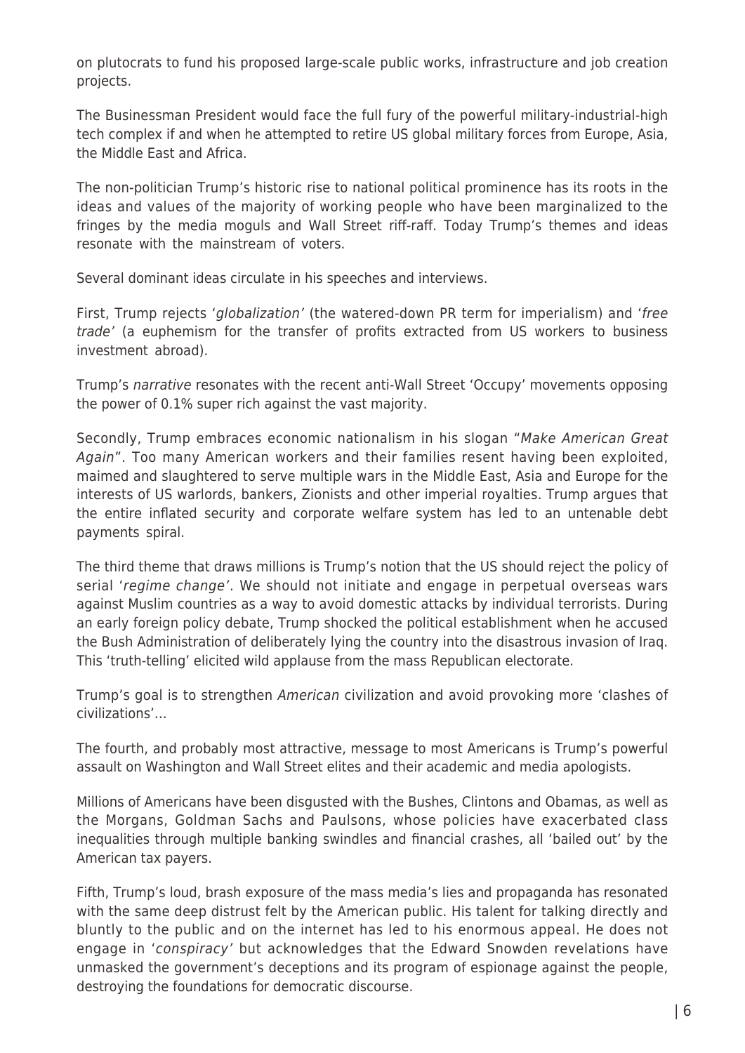on plutocrats to fund his proposed large-scale public works, infrastructure and job creation projects.

The Businessman President would face the full fury of the powerful military-industrial-high tech complex if and when he attempted to retire US global military forces from Europe, Asia, the Middle East and Africa.

The non-politician Trump's historic rise to national political prominence has its roots in the ideas and values of the majority of working people who have been marginalized to the fringes by the media moguls and Wall Street riff-raff. Today Trump's themes and ideas resonate with the mainstream of voters.

Several dominant ideas circulate in his speeches and interviews.

First, Trump rejects '*globalization*' (the watered-down PR term for imperialism) and '*free trade*' (a euphemism for the transfer of profits extracted from US workers to business investment abroad).

Trump's *narrative* resonates with the recent anti-Wall Street 'Occupy' movements opposing the power of 0.1% super rich against the vast majority.

Secondly, Trump embraces economic nationalism in his slogan "*Make American Great Again*". Too many American workers and their families resent having been exploited, maimed and slaughtered to serve multiple wars in the Middle East, Asia and Europe for the interests of US warlords, bankers, Zionists and other imperial royalties. Trump argues that the entire inflated security and corporate welfare system has led to an untenable debt payments spiral.

The third theme that draws millions is Trump's notion that the US should reject the policy of serial '*regime change*'. We should not initiate and engage in perpetual overseas wars against Muslim countries as a way to avoid domestic attacks by individual terrorists. During an early foreign policy debate, Trump shocked the political establishment when he accused the Bush Administration of deliberately lying the country into the disastrous invasion of Iraq. This 'truth-telling' elicited wild applause from the mass Republican electorate.

Trump's goal is to strengthen *American* civilization and avoid provoking more 'clashes of civilizations'…

The fourth, and probably most attractive, message to most Americans is Trump's powerful assault on Washington and Wall Street elites and their academic and media apologists.

Millions of Americans have been disgusted with the Bushes, Clintons and Obamas, as well as the Morgans, Goldman Sachs and Paulsons, whose policies have exacerbated class inequalities through multiple banking swindles and financial crashes, all 'bailed out' by the American tax payers.

Fifth, Trump's loud, brash exposure of the mass media's lies and propaganda has resonated with the same deep distrust felt by the American public. His talent for talking directly and bluntly to the public and on the internet has led to his enormous appeal. He does not engage in '*conspiracy*' but acknowledges that the Edward Snowden revelations have unmasked the government's deceptions and its program of espionage against the people, destroying the foundations for democratic discourse.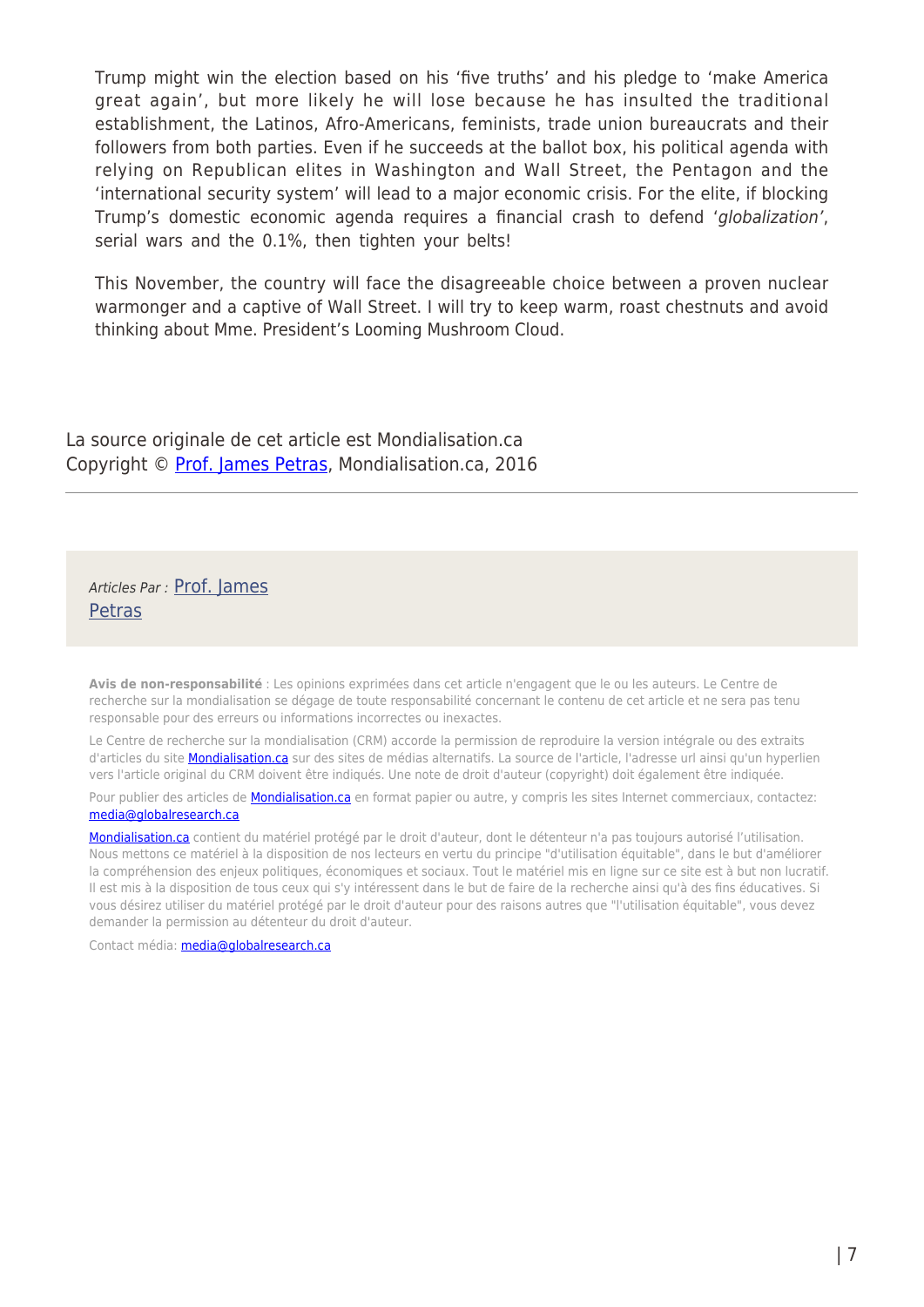Trump might win the election based on his 'five truths' and his pledge to 'make America great again', but more likely he will lose because he has insulted the traditional establishment, the Latinos, Afro-Americans, feminists, trade union bureaucrats and their followers from both parties. Even if he succeeds at the ballot box, his political agenda with relying on Republican elites in Washington and Wall Street, the Pentagon and the 'international security system' will lead to a major economic crisis. For the elite, if blocking Trump's domestic economic agenda requires a financial crash to defend '*globalization*', serial wars and the 0.1%, then tighten your belts!

This November, the country will face the disagreeable choice between a proven nuclear warmonger and a captive of Wall Street. I will try to keep warm, roast chestnuts and avoid thinking about Mme. President's Looming Mushroom Cloud.

La source originale de cet article est Mondialisation.ca
Copyright © Prof. James Petras, Mondialisation.ca, 2016

---

*Articles Par :* Prof. James Petras

**Avis de non-responsabilité** : Les opinions exprimées dans cet article n'engagent que le ou les auteurs. Le Centre de recherche sur la mondialisation se dégage de toute responsabilité concernant le contenu de cet article et ne sera pas tenu responsable pour des erreurs ou informations incorrectes ou inexactes.

Le Centre de recherche sur la mondialisation (CRM) accorde la permission de reproduire la version intégrale ou des extraits d'articles du site Mondialisation.ca sur des sites de médias alternatifs. La source de l'article, l'adresse url ainsi qu'un hyperlien vers l'article original du CRM doivent être indiqués. Une note de droit d'auteur (copyright) doit également être indiquée.

Pour publier des articles de Mondialisation.ca en format papier ou autre, y compris les sites Internet commerciaux, contactez: media@globalresearch.ca

Mondialisation.ca contient du matériel protégé par le droit d'auteur, dont le détenteur n'a pas toujours autorisé l'utilisation. Nous mettons ce matériel à la disposition de nos lecteurs en vertu du principe "d'utilisation équitable", dans le but d'améliorer la compréhension des enjeux politiques, économiques et sociaux. Tout le matériel mis en ligne sur ce site est à but non lucratif. Il est mis à la disposition de tous ceux qui s'y intéressent dans le but de faire de la recherche ainsi qu'à des fins éducatives. Si vous désirez utiliser du matériel protégé par le droit d'auteur pour des raisons autres que "l'utilisation équitable", vous devez demander la permission au détenteur du droit d'auteur.

Contact média: media@globalresearch.ca